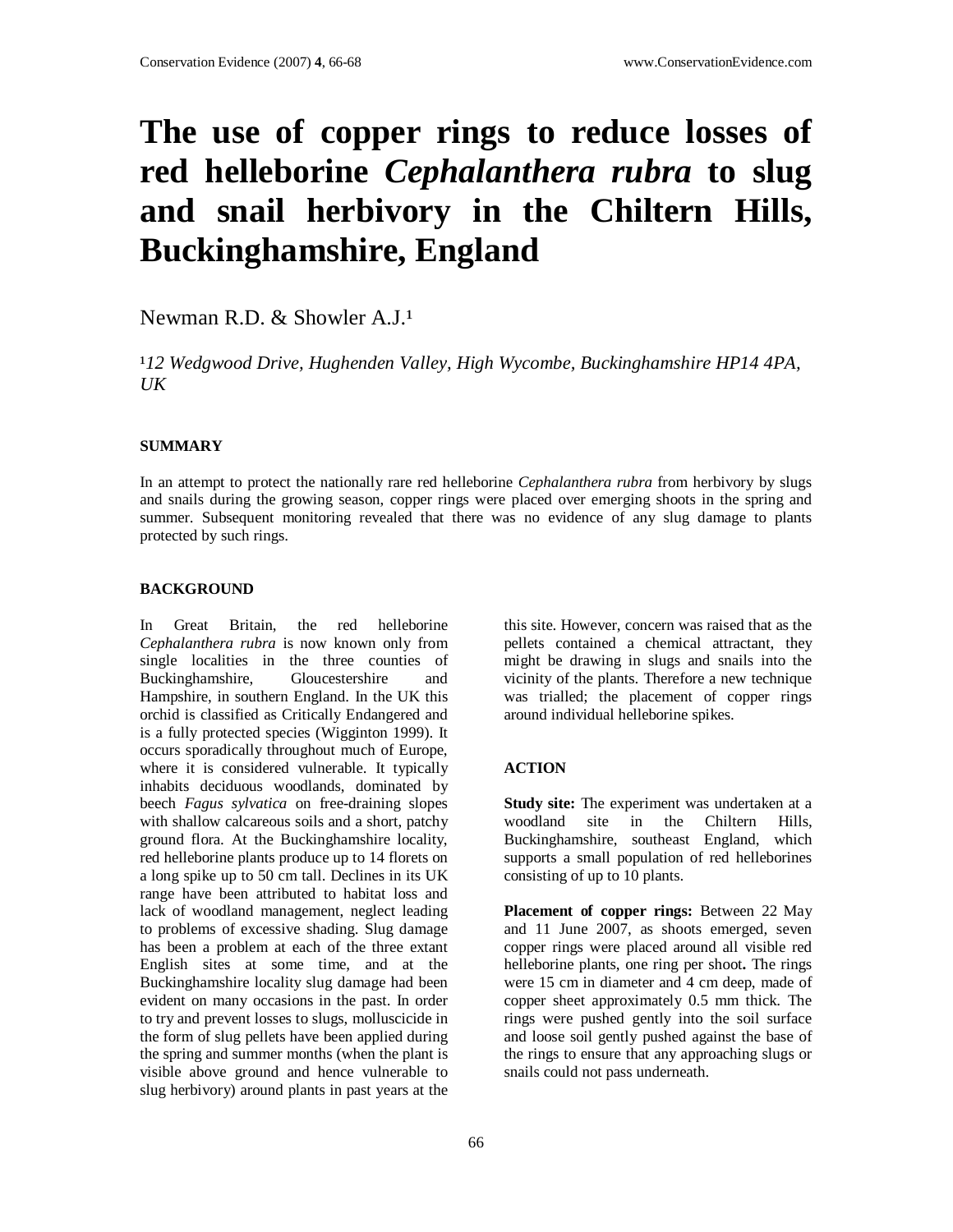# The use of copper rings to reduce losses of red helleborine *Cephalanthera rubra* to slug and snail herbivory in the Chiltern Hills, Buckinghamshire, England

Newman R.D. & Showler A.J.[1]

[1] *12 Wedgwood Drive, Hughenden Valley, High Wycombe, Buckinghamshire HP14 4PA, UK*

## SUMMARY

In an attempt to protect the nationally rare red helleborine *Cephalanthera rubra* from herbivory by slugs and snails during the growing season, copper rings were placed over emerging shoots in the spring and summer. Subsequent monitoring revealed that there was no evidence of any slug damage to plants protected by such rings.

## BACKGROUND

In Great Britain, the red helleborine *Cephalanthera rubra* is now known only from single localities in the three counties of Buckinghamshire, Gloucestershire and Hampshire, in southern England. In the UK this orchid is classified as Critically Endangered and is a fully protected species (Wigginton 1999). It occurs sporadically throughout much of Europe, where it is considered vulnerable. It typically inhabits deciduous woodlands, dominated by beech *Fagus sylvatica* on free-draining slopes with shallow calcareous soils and a short, patchy ground flora. At the Buckinghamshire locality, red helleborine plants produce up to 14 florets on a long spike up to 50 cm tall. Declines in its UK range have been attributed to habitat loss and lack of woodland management, neglect leading to problems of excessive shading. Slug damage has been a problem at each of the three extant English sites at some time, and at the Buckinghamshire locality slug damage had been evident on many occasions in the past. In order to try and prevent losses to slugs, molluscicide in the form of slug pellets have been applied during the spring and summer months (when the plant is visible above ground and hence vulnerable to slug herbivory) around plants in past years at the this site. However, concern was raised that as the pellets contained a chemical attractant, they might be drawing in slugs and snails into the vicinity of the plants. Therefore a new technique was trialled; the placement of copper rings around individual helleborine spikes.

## ACTION

**Study site:** The experiment was undertaken at a woodland site in the Chiltern Hills, Buckinghamshire, southeast England, which supports a small population of red helleborines consisting of up to 10 plants.

**Placement of copper rings:** Between 22 May and 11 June 2007, as shoots emerged, seven copper rings were placed around all visible red helleborine plants, one ring per shoot**.** The rings were 15 cm in diameter and 4 cm deep, made of copper sheet approximately 0.5 mm thick. The rings were pushed gently into the soil surface and loose soil gently pushed against the base of the rings to ensure that any approaching slugs or snails could not pass underneath.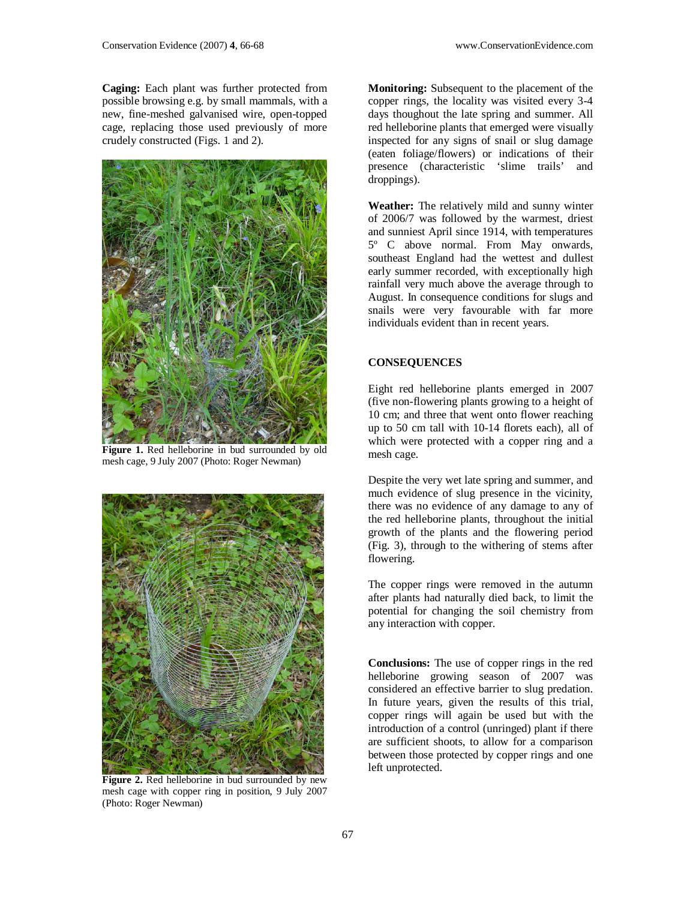**Caging:** Each plant was further protected from possible browsing e.g. by small mammals, with a new, fine-meshed galvanised wire, open-topped cage, replacing those used previously of more crudely constructed (Figs. 1 and 2).

**Figure 1.** Red helleborine in bud surrounded by old mesh cage, 9 July 2007 (Photo: Roger Newman)

**Figure 2.** Red helleborine in bud surrounded by new mesh cage with copper ring in position, 9 July 2007 (Photo: Roger Newman)

**Monitoring:** Subsequent to the placement of the copper rings, the locality was visited every 3-4 days thoughout the late spring and summer. All red helleborine plants that emerged were visually inspected for any signs of snail or slug damage (eaten foliage/flowers) or indications of their presence (characteristic 'slime trails' and droppings).

**Weather:** The relatively mild and sunny winter of 2006/7 was followed by the warmest, driest and sunniest April since 1914, with temperatures 5° C above normal. From May onwards, southeast England had the wettest and dullest early summer recorded, with exceptionally high rainfall very much above the average through to August. In consequence conditions for slugs and snails were very favourable with far more individuals evident than in recent years.

## CONSEQUENCES

Eight red helleborine plants emerged in 2007 (five non-flowering plants growing to a height of 10 cm; and three that went onto flower reaching up to 50 cm tall with 10-14 florets each), all of which were protected with a copper ring and a mesh cage.

Despite the very wet late spring and summer, and much evidence of slug presence in the vicinity, there was no evidence of any damage to any of the red helleborine plants, throughout the initial growth of the plants and the flowering period (Fig. 3), through to the withering of stems after flowering.

The copper rings were removed in the autumn after plants had naturally died back, to limit the potential for changing the soil chemistry from any interaction with copper.

**Conclusions:** The use of copper rings in the red helleborine growing season of 2007 was considered an effective barrier to slug predation. In future years, given the results of this trial, copper rings will again be used but with the introduction of a control (unringed) plant if there are sufficient shoots, to allow for a comparison between those protected by copper rings and one left unprotected.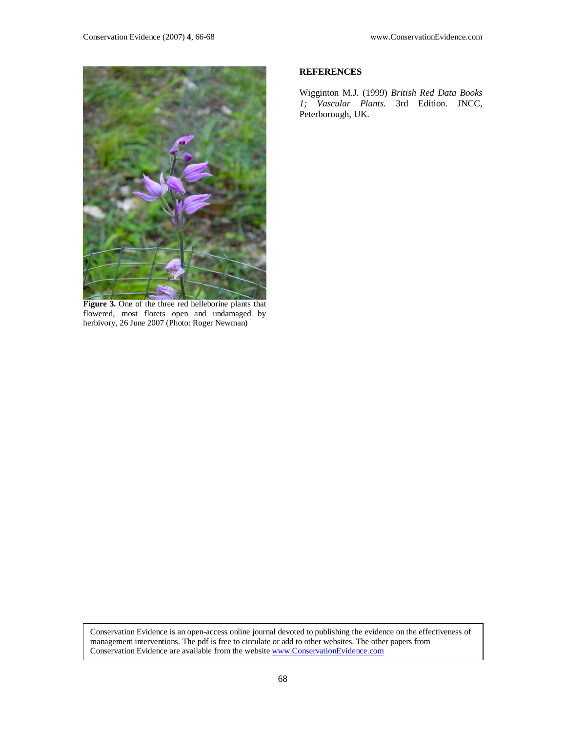Figure 3. One of the three red helleborine plants that flowered, most florets open and undamaged by herbivory, 26 June 2007 (Photo: Roger Newman)

## REFERENCES

Wigginton M.J. (1999) *British Red Data Books 1; Vascular Plants.* 3rd Edition. JNCC, Peterborough, UK.

Conservation Evidence is an open-access online journal devoted to publishing the evidence on the effectiveness of management interventions. The pdf is free to circulate or add to other websites. The other papers from Conservation Evidence are available from the website www.ConservationEvidence.com